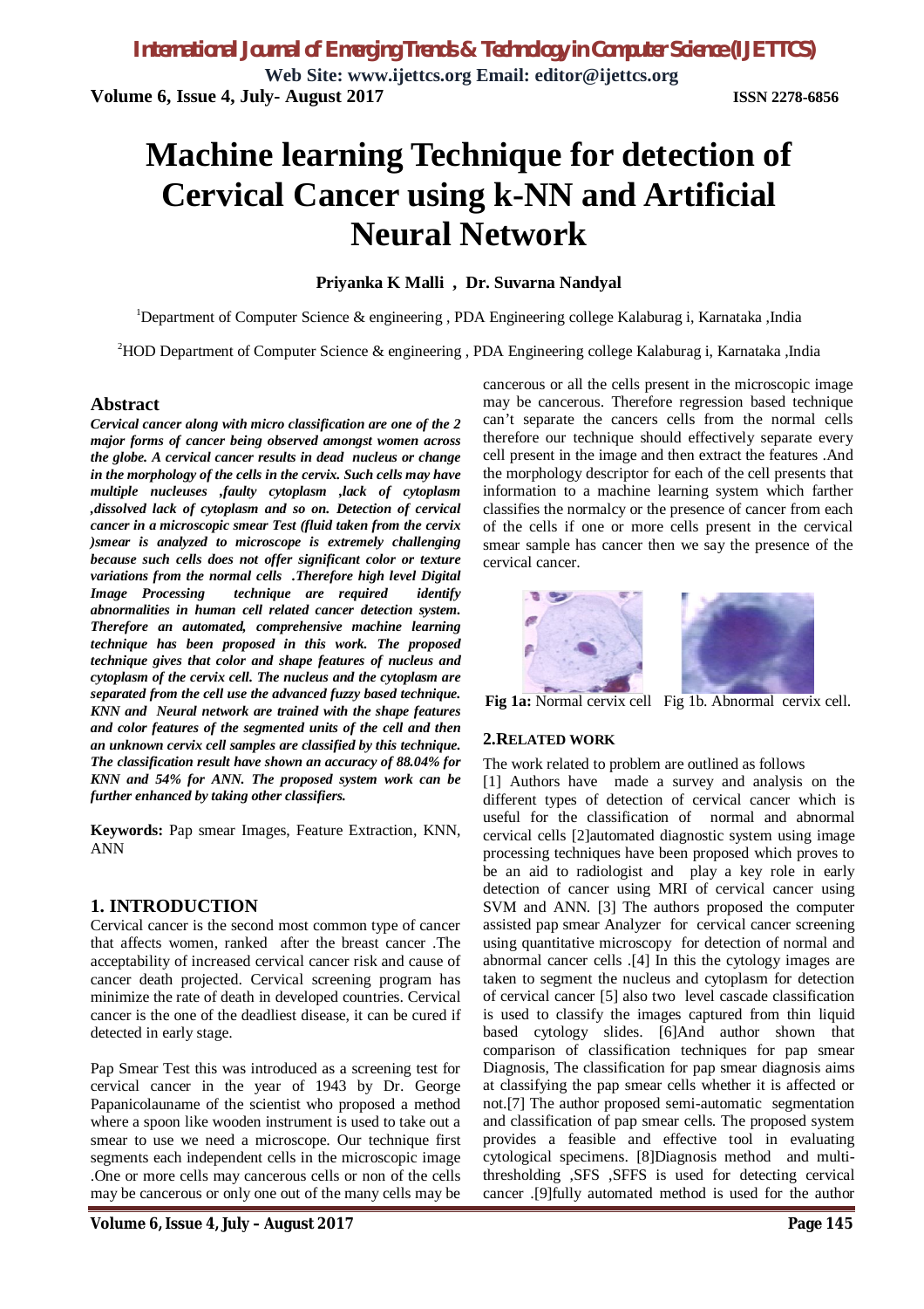# Machine learning Technique for detection of Cervical Cancer using k-NN and Artificial Neural Network

**Priyanka K Malli , Dr. Suvarna Nandyal**

[1]Department of Computer Science & engineering , PDA Engineering college Kalaburag i, Karnataka ,India

[2]HOD Department of Computer Science & engineering , PDA Engineering college Kalaburag i, Karnataka ,India

## Abstract

***Cervical cancer along with micro classification are one of the 2 major forms of cancer being observed amongst women across the globe. A cervical cancer results in dead nucleus or change in the morphology of the cells in the cervix. Such cells may have multiple nucleuses ,faulty cytoplasm ,lack of cytoplasm ,dissolved lack of cytoplasm and so on. Detection of cervical cancer in a microscopic smear Test (fluid taken from the cervix )smear is analyzed to microscope is extremely challenging because such cells does not offer significant color or texture variations from the normal cells .Therefore high level Digital Image Processing technique are required identify abnormalities in human cell related cancer detection system. Therefore an automated, comprehensive machine learning technique has been proposed in this work. The proposed technique gives that color and shape features of nucleus and cytoplasm of the cervix cell. The nucleus and the cytoplasm are separated from the cell use the advanced fuzzy based technique. KNN and Neural network are trained with the shape features and color features of the segmented units of the cell and then an unknown cervix cell samples are classified by this technique. The classification result have shown an accuracy of 88.04% for KNN and 54% for ANN. The proposed system work can be further enhanced by taking other classifiers.***

**Keywords:** Pap smear Images, Feature Extraction, KNN, ANN

## 1. INTRODUCTION

Cervical cancer is the second most common type of cancer that affects women, ranked after the breast cancer .The acceptability of increased cervical cancer risk and cause of cancer death projected. Cervical screening program has minimize the rate of death in developed countries. Cervical cancer is the one of the deadliest disease, it can be cured if detected in early stage.

Pap Smear Test this was introduced as a screening test for cervical cancer in the year of 1943 by Dr. George Papanicolauname of the scientist who proposed a method where a spoon like wooden instrument is used to take out a smear to use we need a microscope. Our technique first segments each independent cells in the microscopic image .One or more cells may cancerous cells or non of the cells may be cancerous or only one out of the many cells may be cancerous or all the cells present in the microscopic image may be cancerous. Therefore regression based technique can't separate the cancers cells from the normal cells therefore our technique should effectively separate every cell present in the image and then extract the features .And the morphology descriptor for each of the cell presents that information to a machine learning system which farther classifies the normalcy or the presence of cancer from each of the cells if one or more cells present in the cervical smear sample has cancer then we say the presence of the cervical cancer.

**Fig 1a:** Normal cervix cell Fig 1b. Abnormal cervix cell.

## 2. RELATED WORK

The work related to problem are outlined as follows

[1] Authors have made a survey and analysis on the different types of detection of cervical cancer which is useful for the classification of normal and abnormal cervical cells [2]automated diagnostic system using image processing techniques have been proposed which proves to be an aid to radiologist and play a key role in early detection of cancer using MRI of cervical cancer using SVM and ANN. [3] The authors proposed the computer assisted pap smear Analyzer for cervical cancer screening using quantitative microscopy for detection of normal and abnormal cancer cells .[4] In this the cytology images are taken to segment the nucleus and cytoplasm for detection of cervical cancer [5] also two level cascade classification is used to classify the images captured from thin liquid based cytology slides. [6]And author shown that comparison of classification techniques for pap smear Diagnosis, The classification for pap smear diagnosis aims at classifying the pap smear cells whether it is affected or not.[7] The author proposed semi-automatic segmentation and classification of pap smear cells. The proposed system provides a feasible and effective tool in evaluating cytological specimens. [8]Diagnosis method and multi-thresholding ,SFS ,SFFS is used for detecting cervical cancer .[9]fully automated method is used for the author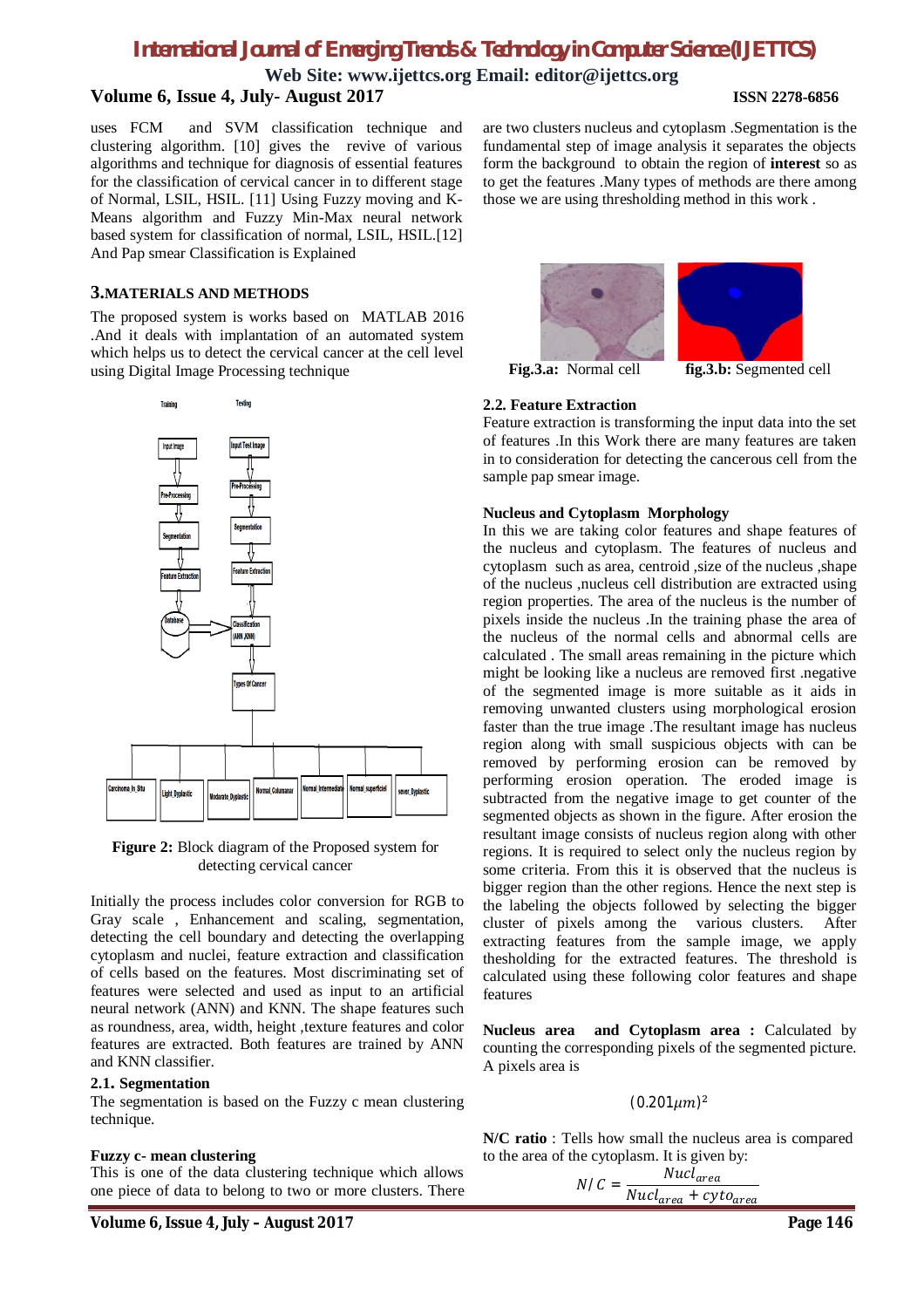uses FCM and SVM classification technique and clustering algorithm. [10] gives the revive of various algorithms and technique for diagnosis of essential features for the classification of cervical cancer in to different stage of Normal, LSIL, HSIL. [11] Using Fuzzy moving and K-Means algorithm and Fuzzy Min-Max neural network based system for classification of normal, LSIL, HSIL.[12] And Pap smear Classification is Explained

## 3.MATERIALS AND METHODS

The proposed system is works based on MATLAB 2016 .And it deals with implantation of an automated system which helps us to detect the cervical cancer at the cell level using Digital Image Processing technique

**Figure 2:** Block diagram of the Proposed system for detecting cervical cancer

Initially the process includes color conversion for RGB to Gray scale , Enhancement and scaling, segmentation, detecting the cell boundary and detecting the overlapping cytoplasm and nuclei, feature extraction and classification of cells based on the features. Most discriminating set of features were selected and used as input to an artificial neural network (ANN) and KNN. The shape features such as roundness, area, width, height ,texture features and color features are extracted. Both features are trained by ANN and KNN classifier.

### 2.1. Segmentation

The segmentation is based on the Fuzzy c mean clustering technique.

#### Fuzzy c- mean clustering

This is one of the data clustering technique which allows one piece of data to belong to two or more clusters. There are two clusters nucleus and cytoplasm .Segmentation is the fundamental step of image analysis it separates the objects form the background to obtain the region of **interest** so as to get the features .Many types of methods are there among those we are using thresholding method in this work .

**Fig.3.a:** Normal cell **fig.3.b:** Segmented cell

### 2.2. Feature Extraction

Feature extraction is transforming the input data into the set of features .In this Work there are many features are taken in to consideration for detecting the cancerous cell from the sample pap smear image.

#### Nucleus and Cytoplasm Morphology

In this we are taking color features and shape features of the nucleus and cytoplasm. The features of nucleus and cytoplasm such as area, centroid ,size of the nucleus ,shape of the nucleus ,nucleus cell distribution are extracted using region properties. The area of the nucleus is the number of pixels inside the nucleus .In the training phase the area of the nucleus of the normal cells and abnormal cells are calculated . The small areas remaining in the picture which might be looking like a nucleus are removed first .negative of the segmented image is more suitable as it aids in removing unwanted clusters using morphological erosion faster than the true image .The resultant image has nucleus region along with small suspicious objects with can be removed by performing erosion can be removed by performing erosion operation. The eroded image is subtracted from the negative image to get counter of the segmented objects as shown in the figure. After erosion the resultant image consists of nucleus region along with other regions. It is required to select only the nucleus region by some criteria. From this it is observed that the nucleus is bigger region than the other regions. Hence the next step is the labeling the objects followed by selecting the bigger cluster of pixels among the various clusters. After extracting features from the sample image, we apply thesholding for the extracted features. The threshold is calculated using these following color features and shape features

**Nucleus area and Cytoplasm area :** Calculated by counting the corresponding pixels of the segmented picture. A pixels area is

$$(0.201\mu m)^2$$

**N/C ratio** : Tells how small the nucleus area is compared to the area of the cytoplasm. It is given by:

$$N/C = \frac{Nucl_{area}}{Nucl_{area} + cyto_{area}}$$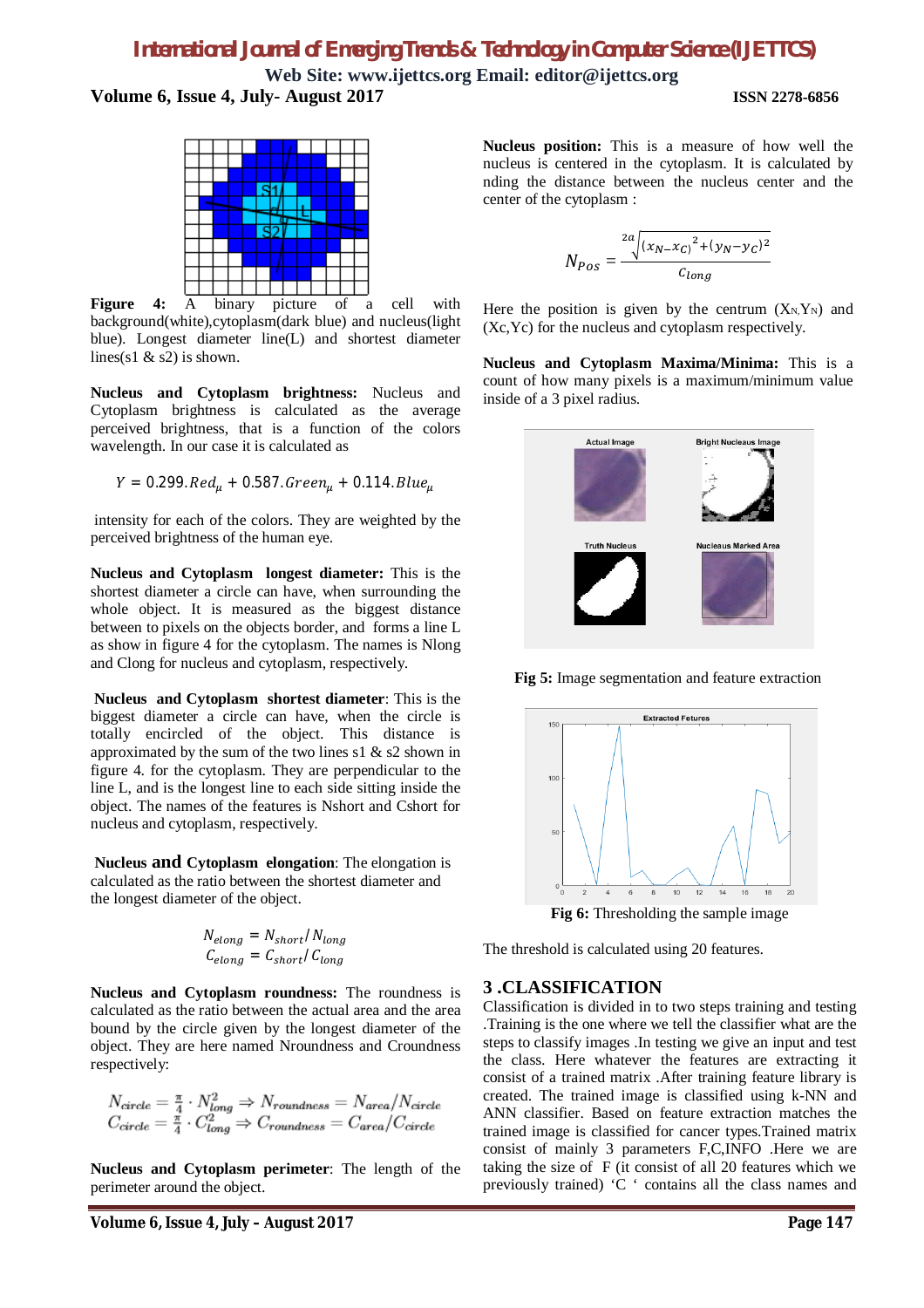**Figure 4:** A binary picture of a cell with background(white),cytoplasm(dark blue) and nucleus(light blue). Longest diameter line(L) and shortest diameter lines(s1 & s2) is shown.

**Nucleus and Cytoplasm brightness:** Nucleus and Cytoplasm brightness is calculated as the average perceived brightness, that is a function of the colors wavelength. In our case it is calculated as

$$Y = 0.299.Red_{\mu} + 0.587.Green_{\mu} + 0.114.Blue_{\mu}$$

intensity for each of the colors. They are weighted by the perceived brightness of the human eye.

**Nucleus and Cytoplasm longest diameter:** This is the shortest diameter a circle can have, when surrounding the whole object. It is measured as the biggest distance between to pixels on the objects border, and forms a line L as show in figure 4 for the cytoplasm. The names is Nlong and Clong for nucleus and cytoplasm, respectively.

**Nucleus and Cytoplasm shortest diameter**: This is the biggest diameter a circle can have, when the circle is totally encircled of the object. This distance is approximated by the sum of the two lines s1 & s2 shown in figure 4. for the cytoplasm. They are perpendicular to the line L, and is the longest line to each side sitting inside the object. The names of the features is Nshort and Cshort for nucleus and cytoplasm, respectively.

**Nucleus and Cytoplasm elongation**: The elongation is calculated as the ratio between the shortest diameter and the longest diameter of the object.

$$N_{elong} = N_{short}/N_{long}$$
$$C_{elong} = C_{short}/C_{long}$$

**Nucleus and Cytoplasm roundness:** The roundness is calculated as the ratio between the actual area and the area bound by the circle given by the longest diameter of the object. They are here named Nroundness and Croundness respectively:

$$N_{circle} = \frac{\pi}{4} \cdot N_{long}^2 \Rightarrow N_{roundness} = N_{area}/N_{circle}$$
$$C_{circle} = \frac{\pi}{4} \cdot C_{long}^2 \Rightarrow C_{roundness} = C_{area}/C_{circle}$$

**Nucleus and Cytoplasm perimeter**: The length of the perimeter around the object.

**Nucleus position:** This is a measure of how well the nucleus is centered in the cytoplasm. It is calculated by nding the distance between the nucleus center and the center of the cytoplasm :

$$N_{Pos} = \frac{2a\sqrt{(x_N - x_C)^2 + (y_N - y_C)^2}}{C_{long}}$$

Here the position is given by the centrum ($X_N$,$Y_N$) and (Xc,Yc) for the nucleus and cytoplasm respectively.

**Nucleus and Cytoplasm Maxima/Minima:** This is a count of how many pixels is a maximum/minimum value inside of a 3 pixel radius.

**Fig 5:** Image segmentation and feature extraction

**Fig 6:** Thresholding the sample image

The threshold is calculated using 20 features.

## 3 .CLASSIFICATION

Classification is divided in to two steps training and testing .Training is the one where we tell the classifier what are the steps to classify images .In testing we give an input and test the class. Here whatever the features are extracting it consist of a trained matrix .After training feature library is created. The trained image is classified using k-NN and ANN classifier. Based on feature extraction matches the trained image is classified for cancer types.Trained matrix consist of mainly 3 parameters F,C,INFO .Here we are taking the size of F (it consist of all 20 features which we previously trained) 'C ' contains all the class names and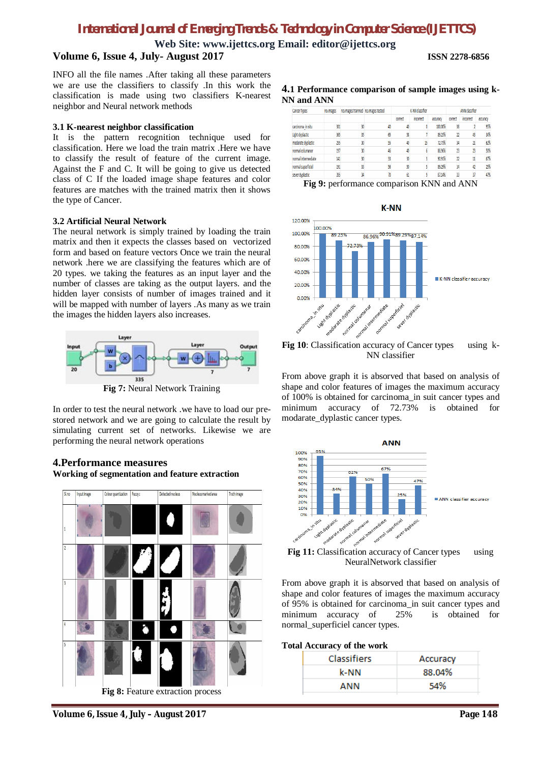INFO all the file names .After taking all these parameters we are use the classifiers to classify .In this work the classification is made using two classifiers K-nearest neighbor and Neural network methods

### 3.1 K-nearest neighbor classification

It is the pattern recognition technique used for classification. Here we load the train matrix .Here we have to classify the result of feature of the current image. Against the F and C. It will be going to give us detected class of C If the loaded image shape features and color features are matches with the trained matrix then it shows the type of Cancer.

### 3.2 Artificial Neural Network

The neural network is simply trained by loading the train matrix and then it expects the classes based on vectorized form and based on feature vectors Once we train the neural network .here we are classifying the features which are of 20 types. we taking the features as an input layer and the number of classes are taking as the output layers. and the hidden layer consists of number of images trained and it will be mapped with number of layers .As many as we train the images the hidden layers also increases.

**Fig 7:** Neural Network Training

In order to test the neural network .we have to load our pre-stored network and we are going to calculate the result by simulating current set of networks. Likewise we are performing the neural network operations

## 4.Performance measures

**Working of segmentation and feature extraction**

**Fig 8:** Feature extraction process

### 4.1 Performance comparison of sample images using k-NN and ANN

| Cancer Types | no.images | no.images trained | no.images tested | K-NN classifier | | | ANN classifier | | |
|---|---|---|---|---|---|---|---|---|---|
| | | | | correct | incorrect | accuracy | correct | incorrect | accuracy |
| carcinoma_in situ | 301 | 30 | 40 | 40 | 0 | 100.00% | 38 | 2 | 95% |
| Light dyplastic | 365 | 35 | 65 | 58 | 7 | 89.23% | 22 | 43 | 34% |
| modarate dyplastic | 295 | 30 | 55 | 40 | 15 | 72.73% | 34 | 21 | 62% |
| normal columnar | 197 | 30 | 46 | 40 | 6 | 86.96% | 23 | 23 | 50% |
| normal intermediate | 141 | 30 | 33 | 30 | 3 | 90.91% | 22 | 11 | 67% |
| normal superficiel | 191 | 33 | 56 | 50 | 5 | 89.29% | 14 | 42 | 25% |
| sever dyplastic | 265 | 34 | 70 | 61 | 9 | 87.14% | 33 | 37 | 47% |

**Fig 9:** performance comparison KNN and ANN

**Fig 10**: Classification accuracy of Cancer types using k-NN classifier

From above graph it is absorved that based on analysis of shape and color features of images the maximum accuracy of 100% is obtained for carcinoma_in suit cancer types and minimum accuracy of 72.73% is obtained for modarate_dyplastic cancer types.

**Fig 11:** Classification accuracy of Cancer types using NeuralNetwork classifier

From above graph it is absorved that based on analysis of shape and color features of images the maximum accuracy of 95% is obtained for carcinoma_in suit cancer types and minimum accuracy of 25% is obtained for normal_superficiel cancer types.

**Total Accuracy of the work**

| Classifiers | Accuracy |
|---|---|
| k-NN | 88.04% |
| ANN | 54% |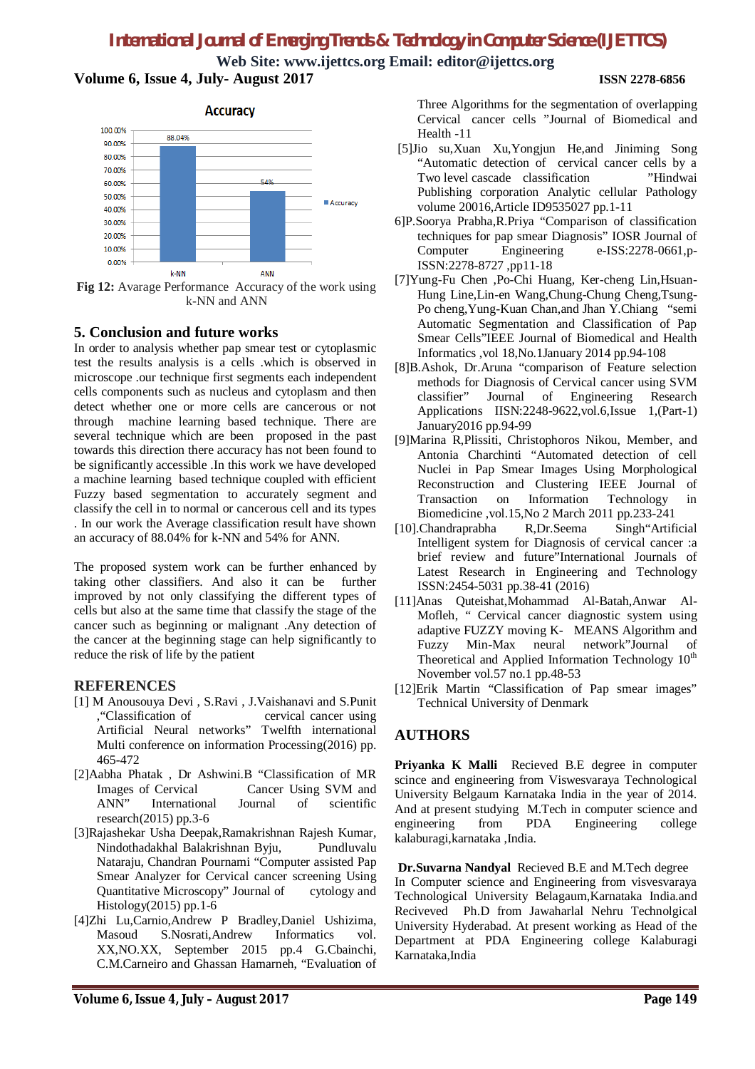Accuracy

100.00%
90.00%
80.00%
70.00%
60.00%
50.00%
40.00%
30.00%
20.00%
10.00%
0.00%

88.04%
54%

k-NN
ANN

Accuracy

**Fig 12:** Avarage Performance Accuracy of the work using k-NN and ANN

## 5. Conclusion and future works

In order to analysis whether pap smear test or cytoplasmic test the results analysis is a cells .which is observed in microscope .our technique first segments each independent cells components such as nucleus and cytoplasm and then detect whether one or more cells are cancerous or not through machine learning based technique. There are several technique which are been proposed in the past towards this direction there accuracy has not been found to be significantly accessible .In this work we have developed a machine learning based technique coupled with efficient Fuzzy based segmentation to accurately segment and classify the cell in to normal or cancerous cell and its types . In our work the Average classification result have shown an accuracy of 88.04% for k-NN and 54% for ANN.

The proposed system work can be further enhanced by taking other classifiers. And also it can be further improved by not only classifying the different types of cells but also at the same time that classify the stage of the cancer such as beginning or malignant .Any detection of the cancer at the beginning stage can help significantly to reduce the risk of life by the patient

## REFERENCES

[1] M Anousouya Devi , S.Ravi , J.Vaishanavi and S.Punit ,"Classification of cervical cancer using Artificial Neural networks" Twelfth international Multi conference on information Processing(2016) pp. 465-472

[2]Aabha Phatak , Dr Ashwini.B "Classification of MR Images of Cervical Cancer Using SVM and ANN" International Journal of scientific research(2015) pp.3-6

[3]Rajashekar Usha Deepak,Ramakrishnan Rajesh Kumar, Nindothadakhal Balakrishnan Byju, Pundluvalu Nataraju, Chandran Pournami "Computer assisted Pap Smear Analyzer for Cervical cancer screening Using Quantitative Microscopy" Journal of cytology and Histology(2015) pp.1-6

[4]Zhi Lu,Carnio,Andrew P Bradley,Daniel Ushizima, Masoud S.Nosrati,Andrew Informatics vol. XX,NO.XX, September 2015 pp.4 G.Cbainchi, C.M.Carneiro and Ghassan Hamarneh, "Evaluation of Three Algorithms for the segmentation of overlapping Cervical cancer cells "Journal of Biomedical and Health -11

[5]Jio su,Xuan Xu,Yongjun He,and Jiniming Song "Automatic detection of cervical cancer cells by a Two level cascade classification "Hindwai Publishing corporation Analytic cellular Pathology volume 20016,Article ID9535027 pp.1-11

6]P.Soorya Prabha,R.Priya "Comparison of classification techniques for pap smear Diagnosis" IOSR Journal of Computer Engineering e-ISS:2278-0661,p-ISSN:2278-8727 ,pp11-18

[7]Yung-Fu Chen ,Po-Chi Huang, Ker-cheng Lin,Hsuan-Hung Line,Lin-en Wang,Chung-Chung Cheng,Tsung-Po cheng,Yung-Kuan Chan,and Jhan Y.Chiang "semi Automatic Segmentation and Classification of Pap Smear Cells"IEEE Journal of Biomedical and Health Informatics ,vol 18,No.1January 2014 pp.94-108

[8]B.Ashok, Dr.Aruna "comparison of Feature selection methods for Diagnosis of Cervical cancer using SVM classifier" Journal of Engineering Research Applications IISN:2248-9622,vol.6,Issue 1,(Part-1) January2016 pp.94-99

[9]Marina R,Plissiti, Christophoros Nikou, Member, and Antonia Charchinti "Automated detection of cell Nuclei in Pap Smear Images Using Morphological Reconstruction and Clustering IEEE Journal of Transaction on Information Technology in Biomedicine ,vol.15,No 2 March 2011 pp.233-241

[10].Chandraprabha R,Dr.Seema Singh"Artificial Intelligent system for Diagnosis of cervical cancer :a brief review and future"International Journals of Latest Research in Engineering and Technology ISSN:2454-5031 pp.38-41 (2016)

[11]Anas Quteishat,Mohammad Al-Batah,Anwar Al-Mofleh, " Cervical cancer diagnostic system using adaptive FUZZY moving K- MEANS Algorithm and Fuzzy Min-Max neural network"Journal of Theoretical and Applied Information Technology 10th November vol.57 no.1 pp.48-53

[12]Erik Martin "Classification of Pap smear images" Technical University of Denmark

## AUTHORS

**Priyanka K Malli** Recieved B.E degree in computer scince and engineering from Viswesvaraya Technological University Belgaum Karnataka India in the year of 2014. And at present studying M.Tech in computer science and engineering from PDA Engineering college kalaburagi,karnataka ,India.

**Dr.Suvarna Nandyal** Recieved B.E and M.Tech degree In Computer science and Engineering from visvesvaraya Technological University Belageaum,Karnataka India.and Recieved Ph.D from Jawaharlal Nehru Technolgical University Hyderabad. At present working as Head of the Department at PDA Engineering college Kalaburagi Karnataka,India